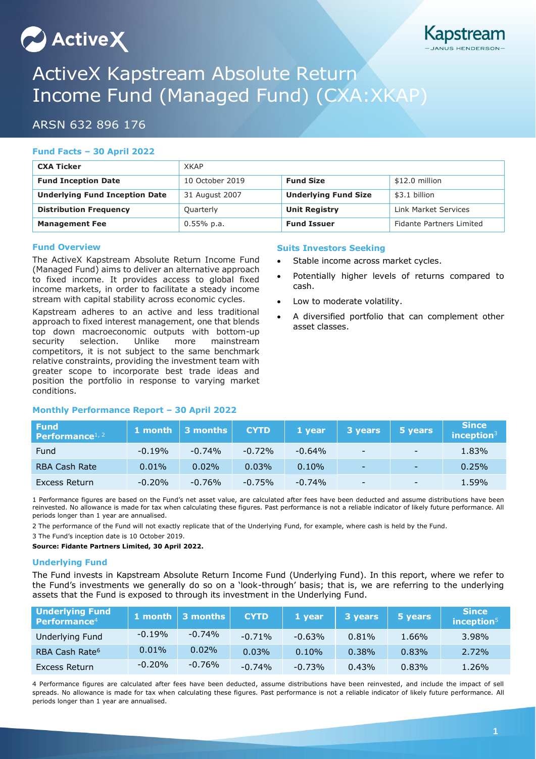# ActiveX Kapstream Absolute Return Income Fund (Managed Fund) (CXA:XKAP)

## ARSN 632 896 176

### Fund Facts – 30 April 2022

| CXA Ticker | XKAP | | |
|---|---|---|---|
| **Fund Inception Date** | 10 October 2019 | **Fund Size** | $12.0 million |
| **Underlying Fund Inception Date** | 31 August 2007 | **Underlying Fund Size** | $3.1 billion |
| **Distribution Frequency** | Quarterly | **Unit Registry** | Link Market Services |
| **Management Fee** | 0.55% p.a. | **Fund Issuer** | Fidante Partners Limited |

### Fund Overview

The ActiveX Kapstream Absolute Return Income Fund (Managed Fund) aims to deliver an alternative approach to fixed income. It provides access to global fixed income markets, in order to facilitate a steady income stream with capital stability across economic cycles.

Kapstream adheres to an active and less traditional approach to fixed interest management, one that blends top down macroeconomic outputs with bottom-up security selection. Unlike more mainstream competitors, it is not subject to the same benchmark relative constraints, providing the investment team with greater scope to incorporate best trade ideas and position the portfolio in response to varying market conditions.

### Suits Investors Seeking

- Stable income across market cycles.
- Potentially higher levels of returns compared to cash.
- Low to moderate volatility.
- A diversified portfolio that can complement other asset classes.

### Monthly Performance Report – 30 April 2022

| Fund Performance[1, 2] | 1 month | 3 months | CYTD | 1 year | 3 years | 5 years | Since inception[3] |
|---|---|---|---|---|---|---|---|
| Fund | -0.19% | -0.74% | -0.72% | -0.64% | - | - | 1.83% |
| RBA Cash Rate | 0.01% | 0.02% | 0.03% | 0.10% | - | - | 0.25% |
| Excess Return | -0.20% | -0.76% | -0.75% | -0.74% | - | - | 1.59% |

1 Performance figures are based on the Fund's net asset value, are calculated after fees have been deducted and assume distributions have been reinvested. No allowance is made for tax when calculating these figures. Past performance is not a reliable indicator of likely future performance. All periods longer than 1 year are annualised.

2 The performance of the Fund will not exactly replicate that of the Underlying Fund, for example, where cash is held by the Fund.

3 The Fund's inception date is 10 October 2019.

**Source: Fidante Partners Limited, 30 April 2022.**

### Underlying Fund

The Fund invests in Kapstream Absolute Return Income Fund (Underlying Fund). In this report, where we refer to the Fund's investments we generally do so on a 'look-through' basis; that is, we are referring to the underlying assets that the Fund is exposed to through its investment in the Underlying Fund.

| Underlying Fund Performance[4] | 1 month | 3 months | CYTD | 1 year | 3 years | 5 years | Since inception[5] |
|---|---|---|---|---|---|---|---|
| Underlying Fund | -0.19% | -0.74% | -0.71% | -0.63% | 0.81% | 1.66% | 3.98% |
| RBA Cash Rate[6] | 0.01% | 0.02% | 0.03% | 0.10% | 0.38% | 0.83% | 2.72% |
| Excess Return | -0.20% | -0.76% | -0.74% | -0.73% | 0.43% | 0.83% | 1.26% |

4 Performance figures are calculated after fees have been deducted, assume distributions have been reinvested, and include the impact of sell spreads. No allowance is made for tax when calculating these figures. Past performance is not a reliable indicator of likely future performance. All periods longer than 1 year are annualised.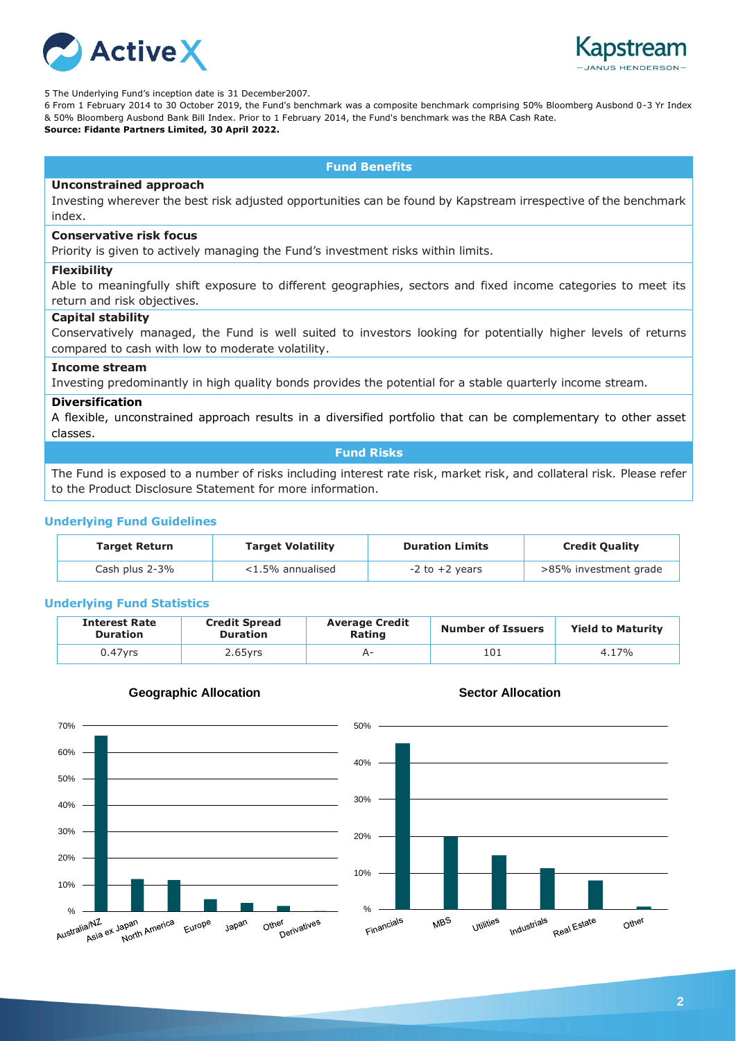5 The Underlying Fund's inception date is 31 December2007.

6 From 1 February 2014 to 30 October 2019, the Fund's benchmark was a composite benchmark comprising 50% Bloomberg Ausbond 0-3 Yr Index & 50% Bloomberg Ausbond Bank Bill Index. Prior to 1 February 2014, the Fund's benchmark was the RBA Cash Rate.

**Source: Fidante Partners Limited, 30 April 2022.**

## Fund Benefits

**Unconstrained approach**

Investing wherever the best risk adjusted opportunities can be found by Kapstream irrespective of the benchmark index.

**Conservative risk focus**

Priority is given to actively managing the Fund's investment risks within limits.

**Flexibility**

Able to meaningfully shift exposure to different geographies, sectors and fixed income categories to meet its return and risk objectives.

**Capital stability**

Conservatively managed, the Fund is well suited to investors looking for potentially higher levels of returns compared to cash with low to moderate volatility.

**Income stream**

Investing predominantly in high quality bonds provides the potential for a stable quarterly income stream.

**Diversification**

A flexible, unconstrained approach results in a diversified portfolio that can be complementary to other asset classes.

## Fund Risks

The Fund is exposed to a number of risks including interest rate risk, market risk, and collateral risk. Please refer to the Product Disclosure Statement for more information.

### Underlying Fund Guidelines

| Target Return | Target Volatility | Duration Limits | Credit Quality |
|---|---|---|---|
| Cash plus 2-3% | <1.5% annualised | -2 to +2 years | >85% investment grade |

### Underlying Fund Statistics

| Interest Rate Duration | Credit Spread Duration | Average Credit Rating | Number of Issuers | Yield to Maturity |
|---|---|---|---|---|
| 0.47yrs | 2.65yrs | A- | 101 | 4.17% |

**Geographic Allocation**

**Sector Allocation**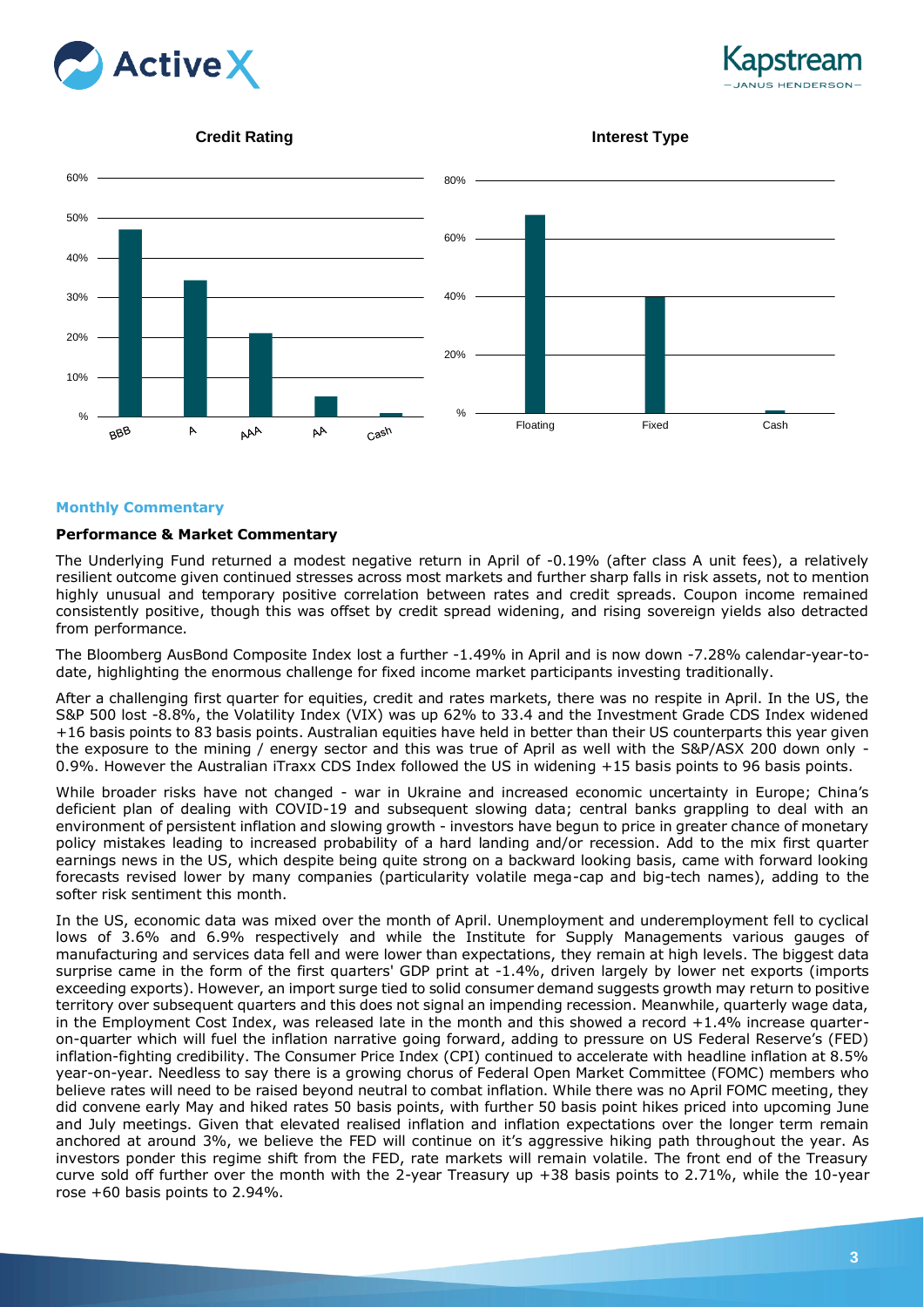**Credit Rating**

**Interest Type**

## Monthly Commentary

### Performance & Market Commentary

The Underlying Fund returned a modest negative return in April of -0.19% (after class A unit fees), a relatively resilient outcome given continued stresses across most markets and further sharp falls in risk assets, not to mention highly unusual and temporary positive correlation between rates and credit spreads. Coupon income remained consistently positive, though this was offset by credit spread widening, and rising sovereign yields also detracted from performance.

The Bloomberg AusBond Composite Index lost a further -1.49% in April and is now down -7.28% calendar-year-to-date, highlighting the enormous challenge for fixed income market participants investing traditionally.

After a challenging first quarter for equities, credit and rates markets, there was no respite in April. In the US, the S&P 500 lost -8.8%, the Volatility Index (VIX) was up 62% to 33.4 and the Investment Grade CDS Index widened +16 basis points to 83 basis points. Australian equities have held in better than their US counterparts this year given the exposure to the mining / energy sector and this was true of April as well with the S&P/ASX 200 down only -0.9%. However the Australian iTraxx CDS Index followed the US in widening +15 basis points to 96 basis points.

While broader risks have not changed - war in Ukraine and increased economic uncertainty in Europe; China's deficient plan of dealing with COVID-19 and subsequent slowing data; central banks grappling to deal with an environment of persistent inflation and slowing growth - investors have begun to price in greater chance of monetary policy mistakes leading to increased probability of a hard landing and/or recession. Add to the mix first quarter earnings news in the US, which despite being quite strong on a backward looking basis, came with forward looking forecasts revised lower by many companies (particularity volatile mega-cap and big-tech names), adding to the softer risk sentiment this month.

In the US, economic data was mixed over the month of April. Unemployment and underemployment fell to cyclical lows of 3.6% and 6.9% respectively and while the Institute for Supply Managements various gauges of manufacturing and services data fell and were lower than expectations, they remain at high levels. The biggest data surprise came in the form of the first quarters' GDP print at -1.4%, driven largely by lower net exports (imports exceeding exports). However, an import surge tied to solid consumer demand suggests growth may return to positive territory over subsequent quarters and this does not signal an impending recession. Meanwhile, quarterly wage data, in the Employment Cost Index, was released late in the month and this showed a record +1.4% increase quarter-on-quarter which will fuel the inflation narrative going forward, adding to pressure on US Federal Reserve's (FED) inflation-fighting credibility. The Consumer Price Index (CPI) continued to accelerate with headline inflation at 8.5% year-on-year. Needless to say there is a growing chorus of Federal Open Market Committee (FOMC) members who believe rates will need to be raised beyond neutral to combat inflation. While there was no April FOMC meeting, they did convene early May and hiked rates 50 basis points, with further 50 basis point hikes priced into upcoming June and July meetings. Given that elevated realised inflation and inflation expectations over the longer term remain anchored at around 3%, we believe the FED will continue on it's aggressive hiking path throughout the year. As investors ponder this regime shift from the FED, rate markets will remain volatile. The front end of the Treasury curve sold off further over the month with the 2-year Treasury up +38 basis points to 2.71%, while the 10-year rose +60 basis points to 2.94%.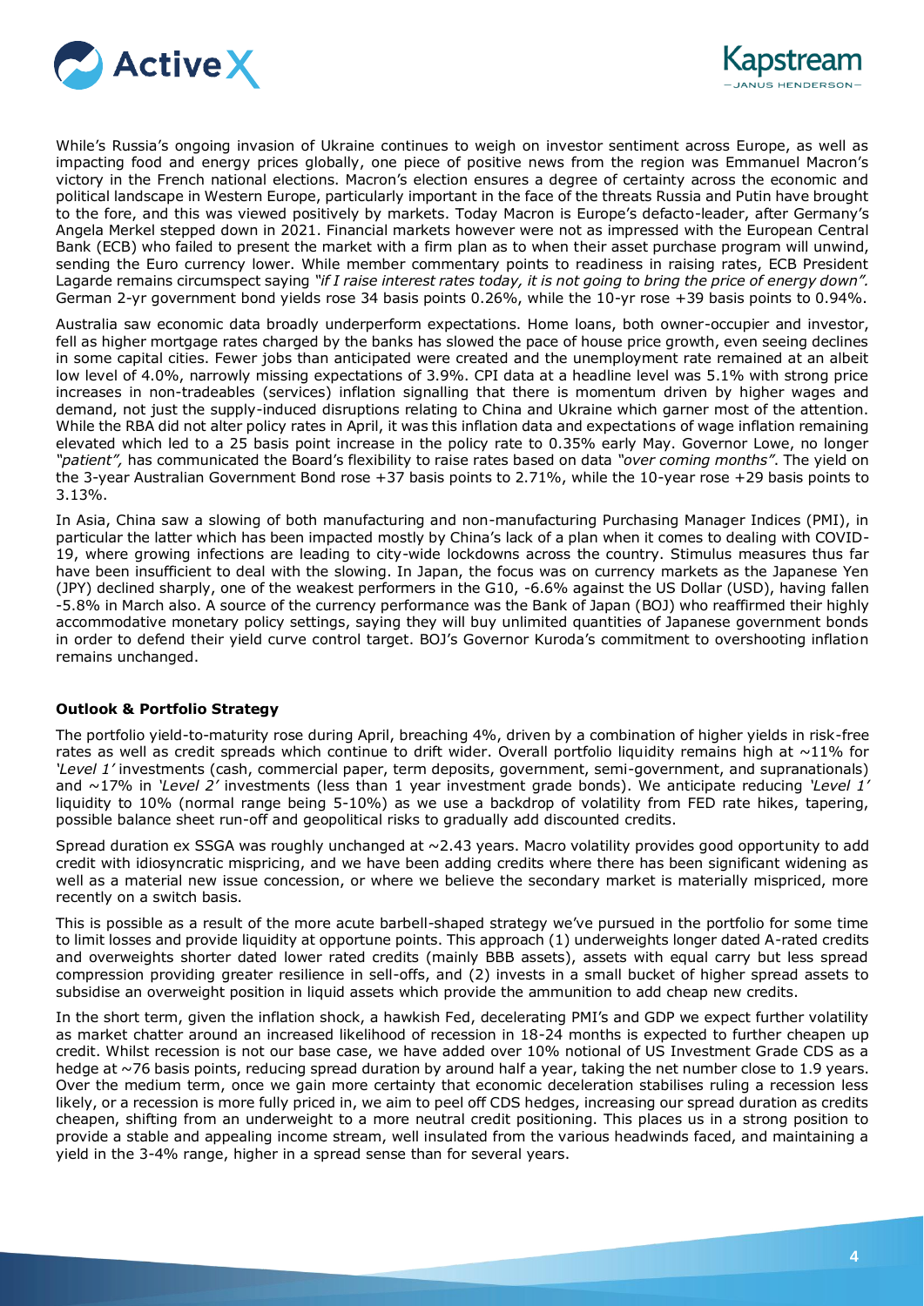While's Russia's ongoing invasion of Ukraine continues to weigh on investor sentiment across Europe, as well as impacting food and energy prices globally, one piece of positive news from the region was Emmanuel Macron's victory in the French national elections. Macron's election ensures a degree of certainty across the economic and political landscape in Western Europe, particularly important in the face of the threats Russia and Putin have brought to the fore, and this was viewed positively by markets. Today Macron is Europe's defacto-leader, after Germany's Angela Merkel stepped down in 2021. Financial markets however were not as impressed with the European Central Bank (ECB) who failed to present the market with a firm plan as to when their asset purchase program will unwind, sending the Euro currency lower. While member commentary points to readiness in raising rates, ECB President Lagarde remains circumspect saying *"if I raise interest rates today, it is not going to bring the price of energy down".* German 2-yr government bond yields rose 34 basis points 0.26%, while the 10-yr rose +39 basis points to 0.94%.

Australia saw economic data broadly underperform expectations. Home loans, both owner-occupier and investor, fell as higher mortgage rates charged by the banks has slowed the pace of house price growth, even seeing declines in some capital cities. Fewer jobs than anticipated were created and the unemployment rate remained at an albeit low level of 4.0%, narrowly missing expectations of 3.9%. CPI data at a headline level was 5.1% with strong price increases in non-tradeables (services) inflation signalling that there is momentum driven by higher wages and demand, not just the supply-induced disruptions relating to China and Ukraine which garner most of the attention. While the RBA did not alter policy rates in April, it was this inflation data and expectations of wage inflation remaining elevated which led to a 25 basis point increase in the policy rate to 0.35% early May. Governor Lowe, no longer *"patient",* has communicated the Board's flexibility to raise rates based on data *"over coming months"*. The yield on the 3-year Australian Government Bond rose +37 basis points to 2.71%, while the 10-year rose +29 basis points to 3.13%.

In Asia, China saw a slowing of both manufacturing and non-manufacturing Purchasing Manager Indices (PMI), in particular the latter which has been impacted mostly by China's lack of a plan when it comes to dealing with COVID-19, where growing infections are leading to city-wide lockdowns across the country. Stimulus measures thus far have been insufficient to deal with the slowing. In Japan, the focus was on currency markets as the Japanese Yen (JPY) declined sharply, one of the weakest performers in the G10, -6.6% against the US Dollar (USD), having fallen -5.8% in March also. A source of the currency performance was the Bank of Japan (BOJ) who reaffirmed their highly accommodative monetary policy settings, saying they will buy unlimited quantities of Japanese government bonds in order to defend their yield curve control target. BOJ's Governor Kuroda's commitment to overshooting inflation remains unchanged.

**Outlook & Portfolio Strategy**

The portfolio yield-to-maturity rose during April, breaching 4%, driven by a combination of higher yields in risk-free rates as well as credit spreads which continue to drift wider. Overall portfolio liquidity remains high at ~11% for *'Level 1'* investments (cash, commercial paper, term deposits, government, semi-government, and supranationals) and ~17% in *'Level 2'* investments (less than 1 year investment grade bonds). We anticipate reducing *'Level 1'* liquidity to 10% (normal range being 5-10%) as we use a backdrop of volatility from FED rate hikes, tapering, possible balance sheet run-off and geopolitical risks to gradually add discounted credits.

Spread duration ex SSGA was roughly unchanged at ~2.43 years. Macro volatility provides good opportunity to add credit with idiosyncratic mispricing, and we have been adding credits where there has been significant widening as well as a material new issue concession, or where we believe the secondary market is materially mispriced, more recently on a switch basis.

This is possible as a result of the more acute barbell-shaped strategy we've pursued in the portfolio for some time to limit losses and provide liquidity at opportune points. This approach (1) underweights longer dated A-rated credits and overweights shorter dated lower rated credits (mainly BBB assets), assets with equal carry but less spread compression providing greater resilience in sell-offs, and (2) invests in a small bucket of higher spread assets to subsidise an overweight position in liquid assets which provide the ammunition to add cheap new credits.

In the short term, given the inflation shock, a hawkish Fed, decelerating PMI's and GDP we expect further volatility as market chatter around an increased likelihood of recession in 18-24 months is expected to further cheapen up credit. Whilst recession is not our base case, we have added over 10% notional of US Investment Grade CDS as a hedge at ~76 basis points, reducing spread duration by around half a year, taking the net number close to 1.9 years. Over the medium term, once we gain more certainty that economic deceleration stabilises ruling a recession less likely, or a recession is more fully priced in, we aim to peel off CDS hedges, increasing our spread duration as credits cheapen, shifting from an underweight to a more neutral credit positioning. This places us in a strong position to provide a stable and appealing income stream, well insulated from the various headwinds faced, and maintaining a yield in the 3-4% range, higher in a spread sense than for several years.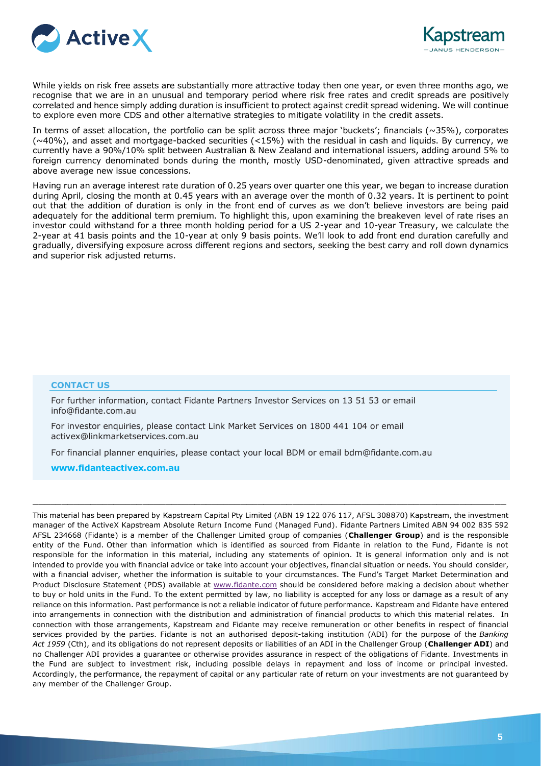While yields on risk free assets are substantially more attractive today then one year, or even three months ago, we recognise that we are in an unusual and temporary period where risk free rates and credit spreads are positively correlated and hence simply adding duration is insufficient to protect against credit spread widening. We will continue to explore even more CDS and other alternative strategies to mitigate volatility in the credit assets.

In terms of asset allocation, the portfolio can be split across three major 'buckets'; financials (~35%), corporates (~40%), and asset and mortgage-backed securities (<15%) with the residual in cash and liquids. By currency, we currently have a 90%/10% split between Australian & New Zealand and international issuers, adding around 5% to foreign currency denominated bonds during the month, mostly USD-denominated, given attractive spreads and above average new issue concessions.

Having run an average interest rate duration of 0.25 years over quarter one this year, we began to increase duration during April, closing the month at 0.45 years with an average over the month of 0.32 years. It is pertinent to point out that the addition of duration is only in the front end of curves as we don't believe investors are being paid adequately for the additional term premium. To highlight this, upon examining the breakeven level of rate rises an investor could withstand for a three month holding period for a US 2-year and 10-year Treasury, we calculate the 2-year at 41 basis points and the 10-year at only 9 basis points. We'll look to add front end duration carefully and gradually, diversifying exposure across different regions and sectors, seeking the best carry and roll down dynamics and superior risk adjusted returns.

**CONTACT US**

For further information, contact Fidante Partners Investor Services on 13 51 53 or email info@fidante.com.au

For investor enquiries, please contact Link Market Services on 1800 441 104 or email activex@linkmarketservices.com.au

For financial planner enquiries, please contact your local BDM or email bdm@fidante.com.au

**www.fidanteactivex.com.au**

---

This material has been prepared by Kapstream Capital Pty Limited (ABN 19 122 076 117, AFSL 308870) Kapstream, the investment manager of the ActiveX Kapstream Absolute Return Income Fund (Managed Fund). Fidante Partners Limited ABN 94 002 835 592 AFSL 234668 (Fidante) is a member of the Challenger Limited group of companies (**Challenger Group**) and is the responsible entity of the Fund. Other than information which is identified as sourced from Fidante in relation to the Fund, Fidante is not responsible for the information in this material, including any statements of opinion. It is general information only and is not intended to provide you with financial advice or take into account your objectives, financial situation or needs. You should consider, with a financial adviser, whether the information is suitable to your circumstances. The Fund's Target Market Determination and Product Disclosure Statement (PDS) available at www.fidante.com should be considered before making a decision about whether to buy or hold units in the Fund. To the extent permitted by law, no liability is accepted for any loss or damage as a result of any reliance on this information. Past performance is not a reliable indicator of future performance. Kapstream and Fidante have entered into arrangements in connection with the distribution and administration of financial products to which this material relates. In connection with those arrangements, Kapstream and Fidante may receive remuneration or other benefits in respect of financial services provided by the parties. Fidante is not an authorised deposit-taking institution (ADI) for the purpose of the *Banking Act 1959* (Cth), and its obligations do not represent deposits or liabilities of an ADI in the Challenger Group (**Challenger ADI**) and no Challenger ADI provides a guarantee or otherwise provides assurance in respect of the obligations of Fidante. Investments in the Fund are subject to investment risk, including possible delays in repayment and loss of income or principal invested. Accordingly, the performance, the repayment of capital or any particular rate of return on your investments are not guaranteed by any member of the Challenger Group.